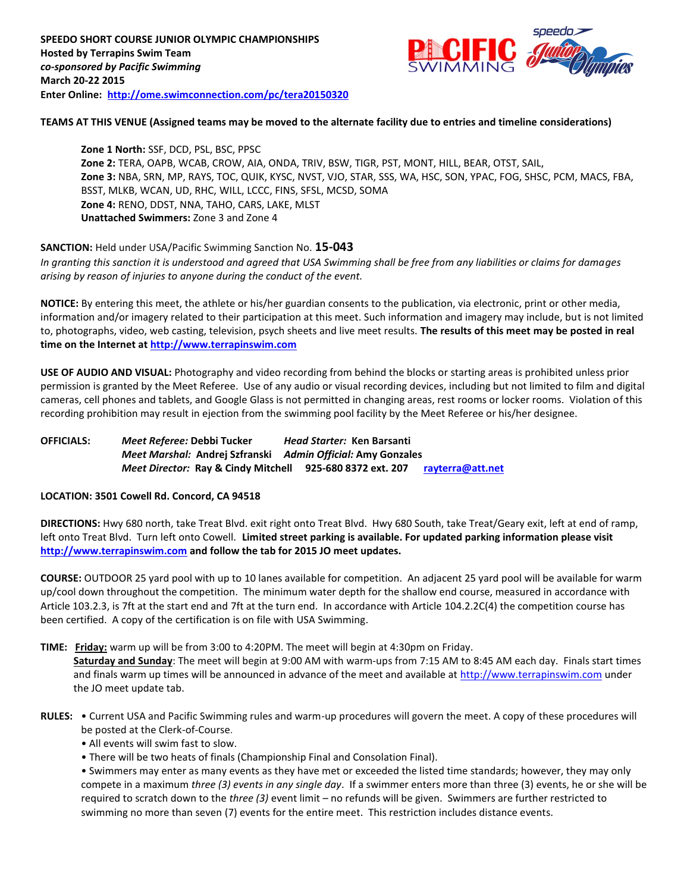**SPEEDO SHORT COURSE JUNIOR OLYMPIC CHAMPIONSHIPS**
**Hosted by Terrapins Swim Team**
***co-sponsored by Pacific Swimming***
**March 20-22 2015**
**Enter Online: [http://ome.swimconnection.com/pc/tera20150320](http://ome.swimconnection.com/pc/tera20150320)**

**TEAMS AT THIS VENUE (Assigned teams may be moved to the alternate facility due to entries and timeline considerations)**

> **Zone 1 North:** SSF, DCD, PSL, BSC, PPSC
> **Zone 2:** TERA, OAPB, WCAB, CROW, AIA, ONDA, TRIV, BSW, TIGR, PST, MONT, HILL, BEAR, OTST, SAIL,
> **Zone 3:** NBA, SRN, MP, RAYS, TOC, QUIK, KYSC, NVST, VJO, STAR, SSS, WA, HSC, SON, YPAC, FOG, SHSC, PCM, MACS, FBA, BSST, MLKB, WCAN, UD, RHC, WILL, LCCC, FINS, SFSL, MCSD, SOMA
> **Zone 4:** RENO, DDST, NNA, TAHO, CARS, LAKE, MLST
> **Unattached Swimmers:** Zone 3 and Zone 4

**SANCTION:** Held under USA/Pacific Swimming Sanction No. **15-043**
*In granting this sanction it is understood and agreed that USA Swimming shall be free from any liabilities or claims for damages arising by reason of injuries to anyone during the conduct of the event.*

**NOTICE:** By entering this meet, the athlete or his/her guardian consents to the publication, via electronic, print or other media, information and/or imagery related to their participation at this meet. Such information and imagery may include, but is not limited to, photographs, video, web casting, television, psych sheets and live meet results. **The results of this meet may be posted in real time on the Internet at [http://www.terrapinswim.com](http://www.terrapinswim.com)**

**USE OF AUDIO AND VISUAL:** Photography and video recording from behind the blocks or starting areas is prohibited unless prior permission is granted by the Meet Referee. Use of any audio or visual recording devices, including but not limited to film and digital cameras, cell phones and tablets, and Google Glass is not permitted in changing areas, rest rooms or locker rooms. Violation of this recording prohibition may result in ejection from the swimming pool facility by the Meet Referee or his/her designee.

**OFFICIALS:**
*Meet Referee:* **Debbi Tucker** — *Head Starter:* **Ken Barsanti**
*Meet Marshal:* **Andrej Szfranski** — *Admin Official:* **Amy Gonzales**
*Meet Director:* **Ray & Cindy Mitchell 925-680 8372 ext. 207 [rayterra@att.net](mailto:rayterra@att.net)**

**LOCATION: 3501 Cowell Rd. Concord, CA 94518**

**DIRECTIONS:** Hwy 680 north, take Treat Blvd. exit right onto Treat Blvd. Hwy 680 South, take Treat/Geary exit, left at end of ramp, left onto Treat Blvd. Turn left onto Cowell. **Limited street parking is available. For updated parking information please visit [http://www.terrapinswim.com](http://www.terrapinswim.com) and follow the tab for 2015 JO meet updates.**

**COURSE:** OUTDOOR 25 yard pool with up to 10 lanes available for competition. An adjacent 25 yard pool will be available for warm up/cool down throughout the competition. The minimum water depth for the shallow end course, measured in accordance with Article 103.2.3, is 7ft at the start end and 7ft at the turn end. In accordance with Article 104.2.2C(4) the competition course has been certified. A copy of the certification is on file with USA Swimming.

**TIME:** **Friday:** warm up will be from 3:00 to 4:20PM. The meet will begin at 4:30pm on Friday.
**Saturday and Sunday**: The meet will begin at 9:00 AM with warm-ups from 7:15 AM to 8:45 AM each day. Finals start times and finals warm up times will be announced in advance of the meet and available at [http://www.terrapinswim.com](http://www.terrapinswim.com) under the JO meet update tab.

**RULES:**
- Current USA and Pacific Swimming rules and warm-up procedures will govern the meet. A copy of these procedures will be posted at the Clerk-of-Course.
- All events will swim fast to slow.
- There will be two heats of finals (Championship Final and Consolation Final).
- Swimmers may enter as many events as they have met or exceeded the listed time standards; however, they may only compete in a maximum *three (3) events in any single day*. If a swimmer enters more than three (3) events, he or she will be required to scratch down to the *three (3)* event limit – no refunds will be given. Swimmers are further restricted to swimming no more than seven (7) events for the entire meet. This restriction includes distance events.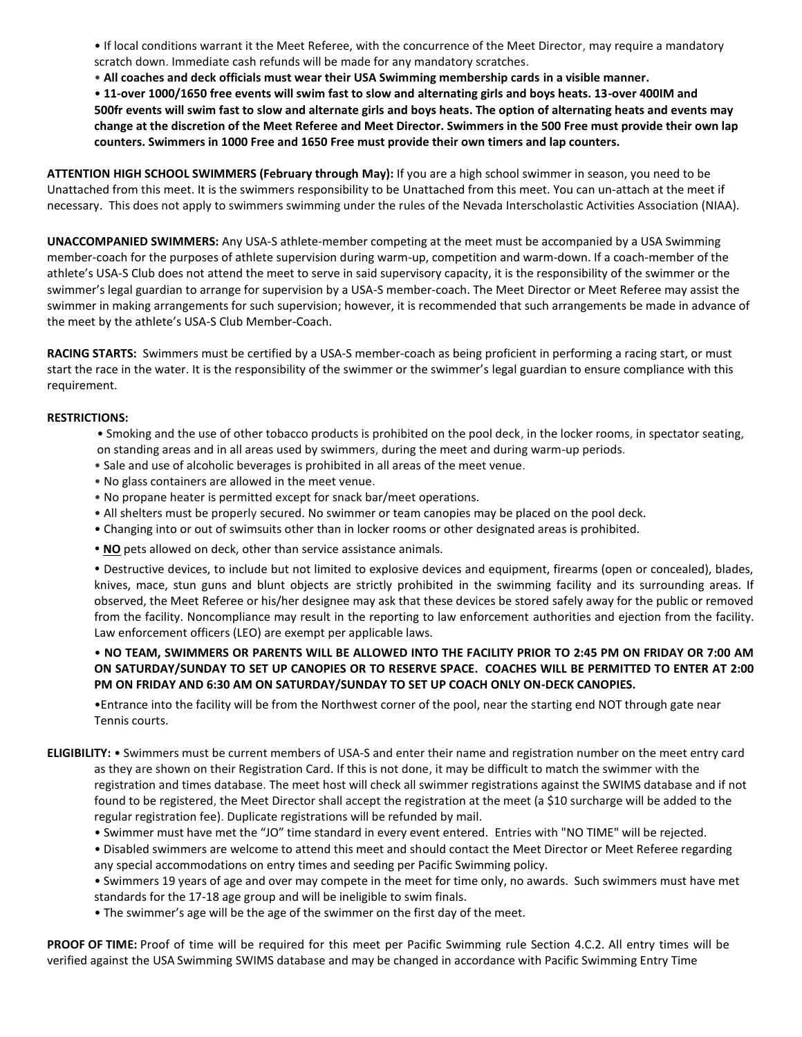• If local conditions warrant it the Meet Referee, with the concurrence of the Meet Director, may require a mandatory scratch down. Immediate cash refunds will be made for any mandatory scratches.

• **All coaches and deck officials must wear their USA Swimming membership cards in a visible manner.**

• **11-over 1000/1650 free events will swim fast to slow and alternating girls and boys heats. 13-over 400IM and 500fr events will swim fast to slow and alternate girls and boys heats. The option of alternating heats and events may change at the discretion of the Meet Referee and Meet Director. Swimmers in the 500 Free must provide their own lap counters. Swimmers in 1000 Free and 1650 Free must provide their own timers and lap counters.**

**ATTENTION HIGH SCHOOL SWIMMERS (February through May):** If you are a high school swimmer in season, you need to be Unattached from this meet. It is the swimmers responsibility to be Unattached from this meet. You can un-attach at the meet if necessary. This does not apply to swimmers swimming under the rules of the Nevada Interscholastic Activities Association (NIAA).

**UNACCOMPANIED SWIMMERS:** Any USA-S athlete-member competing at the meet must be accompanied by a USA Swimming member-coach for the purposes of athlete supervision during warm-up, competition and warm-down. If a coach-member of the athlete's USA-S Club does not attend the meet to serve in said supervisory capacity, it is the responsibility of the swimmer or the swimmer's legal guardian to arrange for supervision by a USA-S member-coach. The Meet Director or Meet Referee may assist the swimmer in making arrangements for such supervision; however, it is recommended that such arrangements be made in advance of the meet by the athlete's USA-S Club Member-Coach.

**RACING STARTS:** Swimmers must be certified by a USA-S member-coach as being proficient in performing a racing start, or must start the race in the water. It is the responsibility of the swimmer or the swimmer's legal guardian to ensure compliance with this requirement.

**RESTRICTIONS:**

• Smoking and the use of other tobacco products is prohibited on the pool deck, in the locker rooms, in spectator seating, on standing areas and in all areas used by swimmers, during the meet and during warm-up periods.

• Sale and use of alcoholic beverages is prohibited in all areas of the meet venue.

• No glass containers are allowed in the meet venue.

• No propane heater is permitted except for snack bar/meet operations.

• All shelters must be properly secured. No swimmer or team canopies may be placed on the pool deck.

• Changing into or out of swimsuits other than in locker rooms or other designated areas is prohibited.

• **NO** pets allowed on deck, other than service assistance animals.

• Destructive devices, to include but not limited to explosive devices and equipment, firearms (open or concealed), blades, knives, mace, stun guns and blunt objects are strictly prohibited in the swimming facility and its surrounding areas. If observed, the Meet Referee or his/her designee may ask that these devices be stored safely away for the public or removed from the facility. Noncompliance may result in the reporting to law enforcement authorities and ejection from the facility. Law enforcement officers (LEO) are exempt per applicable laws.

• **NO TEAM, SWIMMERS OR PARENTS WILL BE ALLOWED INTO THE FACILITY PRIOR TO 2:45 PM ON FRIDAY OR 7:00 AM ON SATURDAY/SUNDAY TO SET UP CANOPIES OR TO RESERVE SPACE. COACHES WILL BE PERMITTED TO ENTER AT 2:00 PM ON FRIDAY AND 6:30 AM ON SATURDAY/SUNDAY TO SET UP COACH ONLY ON-DECK CANOPIES.**

•Entrance into the facility will be from the Northwest corner of the pool, near the starting end NOT through gate near Tennis courts.

**ELIGIBILITY:** • Swimmers must be current members of USA-S and enter their name and registration number on the meet entry card as they are shown on their Registration Card. If this is not done, it may be difficult to match the swimmer with the registration and times database. The meet host will check all swimmer registrations against the SWIMS database and if not found to be registered, the Meet Director shall accept the registration at the meet (a $10 surcharge will be added to the regular registration fee). Duplicate registrations will be refunded by mail.

• Swimmer must have met the "JO" time standard in every event entered. Entries with "NO TIME" will be rejected.

• Disabled swimmers are welcome to attend this meet and should contact the Meet Director or Meet Referee regarding any special accommodations on entry times and seeding per Pacific Swimming policy.

• Swimmers 19 years of age and over may compete in the meet for time only, no awards. Such swimmers must have met standards for the 17-18 age group and will be ineligible to swim finals.

• The swimmer's age will be the age of the swimmer on the first day of the meet.

**PROOF OF TIME:** Proof of time will be required for this meet per Pacific Swimming rule Section 4.C.2. All entry times will be verified against the USA Swimming SWIMS database and may be changed in accordance with Pacific Swimming Entry Time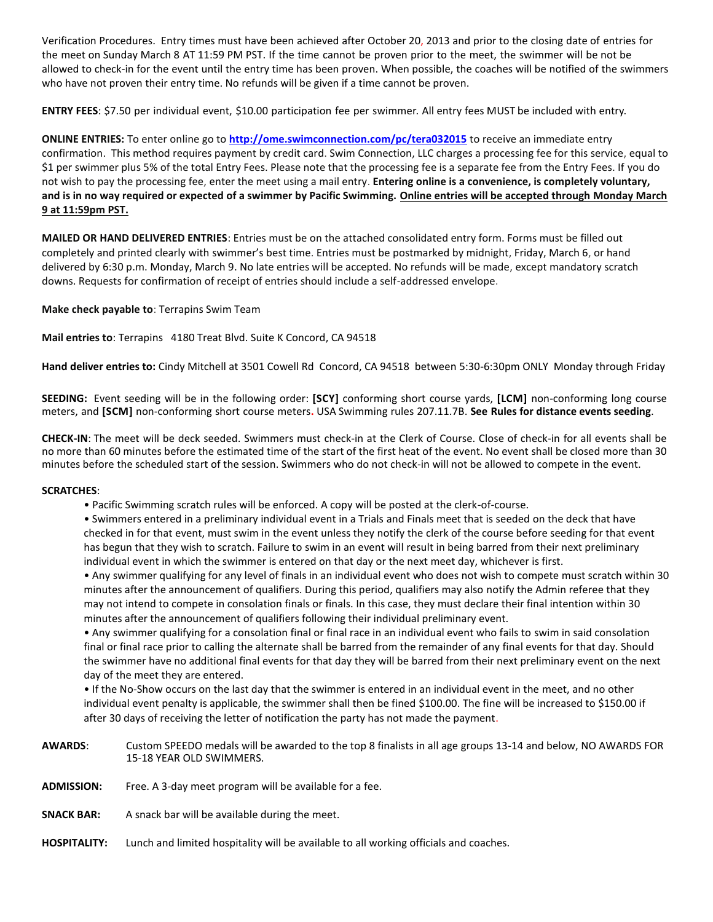Verification Procedures. Entry times must have been achieved after October 20, 2013 and prior to the closing date of entries for the meet on Sunday March 8 AT 11:59 PM PST. If the time cannot be proven prior to the meet, the swimmer will be not be allowed to check-in for the event until the entry time has been proven. When possible, the coaches will be notified of the swimmers who have not proven their entry time. No refunds will be given if a time cannot be proven.

**ENTRY FEES**: $7.50 per individual event, $10.00 participation fee per swimmer. All entry fees MUST be included with entry.

**ONLINE ENTRIES:** To enter online go to **http://ome.swimconnection.com/pc/tera032015** to receive an immediate entry confirmation. This method requires payment by credit card. Swim Connection, LLC charges a processing fee for this service, equal to $1 per swimmer plus 5% of the total Entry Fees. Please note that the processing fee is a separate fee from the Entry Fees. If you do not wish to pay the processing fee, enter the meet using a mail entry. **Entering online is a convenience, is completely voluntary, and is in no way required or expected of a swimmer by Pacific Swimming. Online entries will be accepted through Monday March 9 at 11:59pm PST.**

**MAILED OR HAND DELIVERED ENTRIES**: Entries must be on the attached consolidated entry form. Forms must be filled out completely and printed clearly with swimmer's best time. Entries must be postmarked by midnight, Friday, March 6, or hand delivered by 6:30 p.m. Monday, March 9. No late entries will be accepted. No refunds will be made, except mandatory scratch downs. Requests for confirmation of receipt of entries should include a self-addressed envelope.

**Make check payable to**: Terrapins Swim Team

**Mail entries to**: Terrapins 4180 Treat Blvd. Suite K Concord, CA 94518

**Hand deliver entries to:** Cindy Mitchell at 3501 Cowell Rd Concord, CA 94518 between 5:30-6:30pm ONLY Monday through Friday

**SEEDING:** Event seeding will be in the following order: **[SCY]** conforming short course yards, **[LCM]** non-conforming long course meters, and **[SCM]** non-conforming short course meters. USA Swimming rules 207.11.7B. **See Rules for distance events seeding**.

**CHECK-IN**: The meet will be deck seeded. Swimmers must check-in at the Clerk of Course. Close of check-in for all events shall be no more than 60 minutes before the estimated time of the start of the first heat of the event. No event shall be closed more than 30 minutes before the scheduled start of the session. Swimmers who do not check-in will not be allowed to compete in the event.

**SCRATCHES**:

- Pacific Swimming scratch rules will be enforced. A copy will be posted at the clerk-of-course.
- Swimmers entered in a preliminary individual event in a Trials and Finals meet that is seeded on the deck that have checked in for that event, must swim in the event unless they notify the clerk of the course before seeding for that event has begun that they wish to scratch. Failure to swim in an event will result in being barred from their next preliminary individual event in which the swimmer is entered on that day or the next meet day, whichever is first.
- Any swimmer qualifying for any level of finals in an individual event who does not wish to compete must scratch within 30 minutes after the announcement of qualifiers. During this period, qualifiers may also notify the Admin referee that they may not intend to compete in consolation finals or finals. In this case, they must declare their final intention within 30 minutes after the announcement of qualifiers following their individual preliminary event.
- Any swimmer qualifying for a consolation final or final race in an individual event who fails to swim in said consolation final or final race prior to calling the alternate shall be barred from the remainder of any final events for that day. Should the swimmer have no additional final events for that day they will be barred from their next preliminary event on the next day of the meet they are entered.
- If the No-Show occurs on the last day that the swimmer is entered in an individual event in the meet, and no other individual event penalty is applicable, the swimmer shall then be fined $100.00. The fine will be increased to $150.00 if after 30 days of receiving the letter of notification the party has not made the payment.

**AWARDS**: Custom SPEEDO medals will be awarded to the top 8 finalists in all age groups 13-14 and below, NO AWARDS FOR 15-18 YEAR OLD SWIMMERS.

**ADMISSION:** Free. A 3-day meet program will be available for a fee.

**SNACK BAR:** A snack bar will be available during the meet.

**HOSPITALITY:** Lunch and limited hospitality will be available to all working officials and coaches.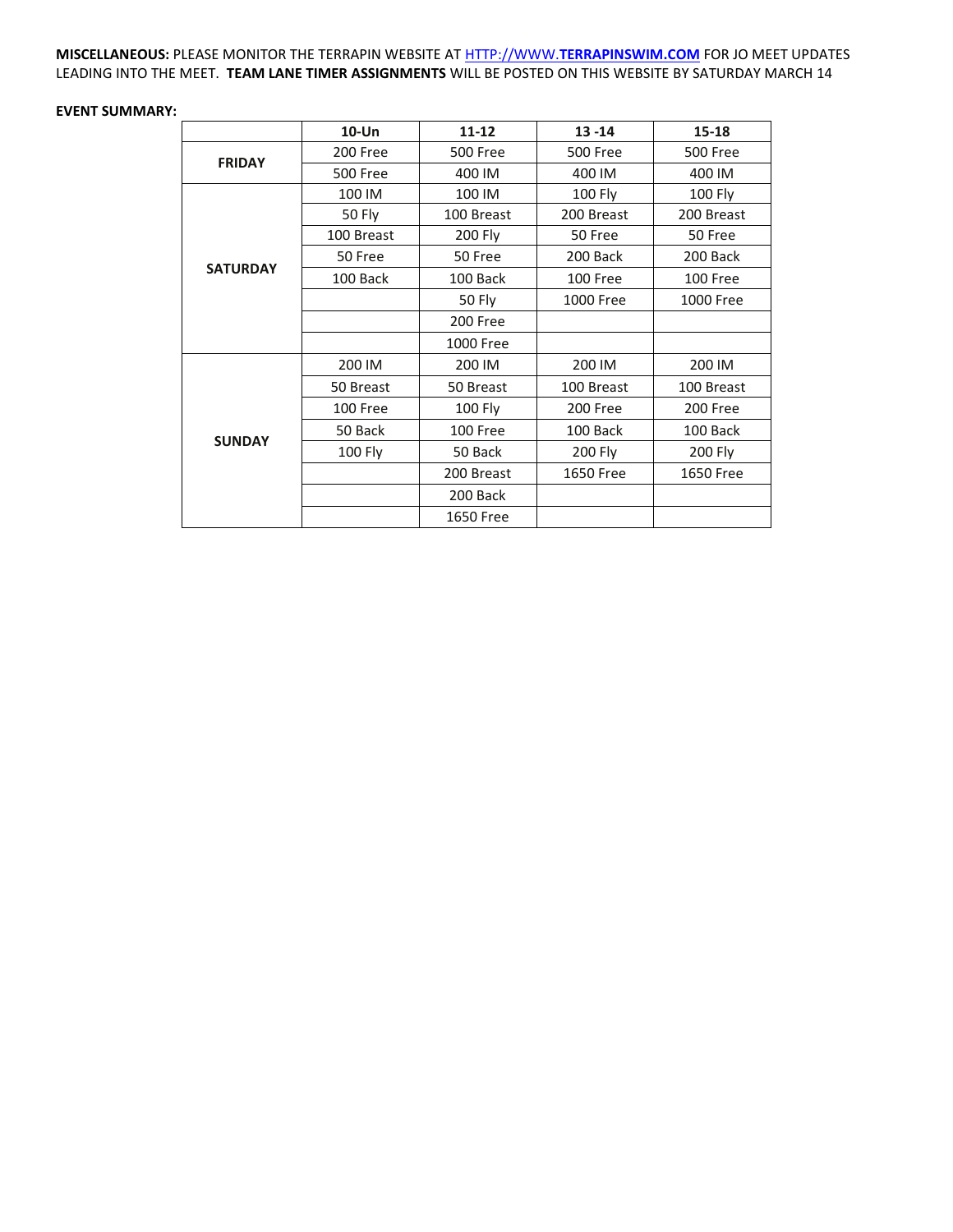**MISCELLANEOUS:** PLEASE MONITOR THE TERRAPIN WEBSITE AT HTTP://WWW.**TERRAPINSWIM.COM** FOR JO MEET UPDATES LEADING INTO THE MEET. **TEAM LANE TIMER ASSIGNMENTS** WILL BE POSTED ON THIS WEBSITE BY SATURDAY MARCH 14

**EVENT SUMMARY:**

| | **10-Un** | **11-12** | **13 -14** | **15-18** |
|---|---|---|---|---|
| **FRIDAY** | 200 Free | 500 Free | 500 Free | 500 Free |
| | 500 Free | 400 IM | 400 IM | 400 IM |
| **SATURDAY** | 100 IM | 100 IM | 100 Fly | 100 Fly |
| | 50 Fly | 100 Breast | 200 Breast | 200 Breast |
| | 100 Breast | 200 Fly | 50 Free | 50 Free |
| | 50 Free | 50 Free | 200 Back | 200 Back |
| | 100 Back | 100 Back | 100 Free | 100 Free |
| | | 50 Fly | 1000 Free | 1000 Free |
| | | 200 Free | | |
| | | 1000 Free | | |
| **SUNDAY** | 200 IM | 200 IM | 200 IM | 200 IM |
| | 50 Breast | 50 Breast | 100 Breast | 100 Breast |
| | 100 Free | 100 Fly | 200 Free | 200 Free |
| | 50 Back | 100 Free | 100 Back | 100 Back |
| | 100 Fly | 50 Back | 200 Fly | 200 Fly |
| | | 200 Breast | 1650 Free | 1650 Free |
| | | 200 Back | | |
| | | 1650 Free | | |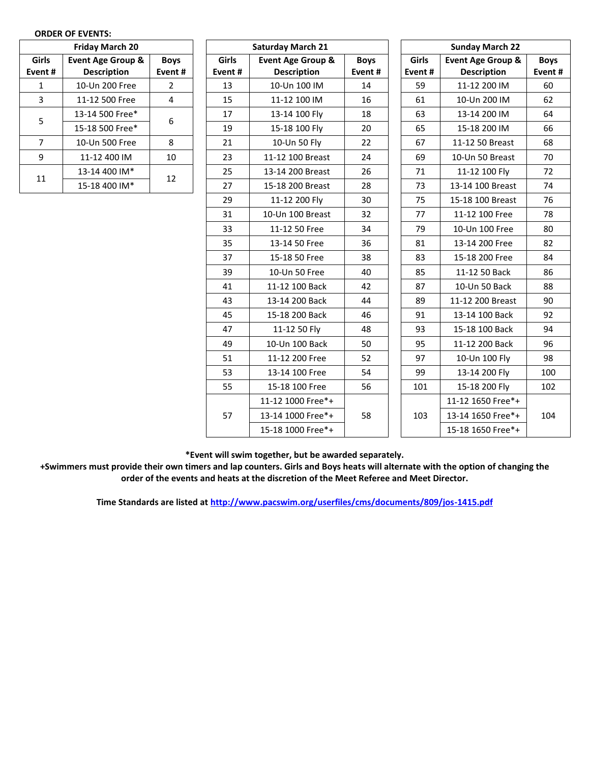**ORDER OF EVENTS:**

| Friday March 20 | | |
|---|---|---|
| **Girls Event #** | **Event Age Group & Description** | **Boys Event #** |
| 1 | 10-Un 200 Free | 2 |
| 3 | 11-12 500 Free | 4 |
| 5 | 13-14 500 Free* | 6 |
| | 15-18 500 Free* | |
| 7 | 10-Un 500 Free | 8 |
| 9 | 11-12 400 IM | 10 |
| 11 | 13-14 400 IM* | 12 |
| | 15-18 400 IM* | |

| Saturday March 21 | | |
|---|---|---|
| **Girls Event #** | **Event Age Group & Description** | **Boys Event #** |
| 13 | 10-Un 100 IM | 14 |
| 15 | 11-12 100 IM | 16 |
| 17 | 13-14 100 Fly | 18 |
| 19 | 15-18 100 Fly | 20 |
| 21 | 10-Un 50 Fly | 22 |
| 23 | 11-12 100 Breast | 24 |
| 25 | 13-14 200 Breast | 26 |
| 27 | 15-18 200 Breast | 28 |
| 29 | 11-12 200 Fly | 30 |
| 31 | 10-Un 100 Breast | 32 |
| 33 | 11-12 50 Free | 34 |
| 35 | 13-14 50 Free | 36 |
| 37 | 15-18 50 Free | 38 |
| 39 | 10-Un 50 Free | 40 |
| 41 | 11-12 100 Back | 42 |
| 43 | 13-14 200 Back | 44 |
| 45 | 15-18 200 Back | 46 |
| 47 | 11-12 50 Fly | 48 |
| 49 | 10-Un 100 Back | 50 |
| 51 | 11-12 200 Free | 52 |
| 53 | 13-14 100 Free | 54 |
| 55 | 15-18 100 Free | 56 |
| 57 | 11-12 1000 Free*+ | 58 |
| | 13-14 1000 Free*+ | |
| | 15-18 1000 Free*+ | |

| Sunday March 22 | | |
|---|---|---|
| **Girls Event #** | **Event Age Group & Description** | **Boys Event #** |
| 59 | 11-12 200 IM | 60 |
| 61 | 10-Un 200 IM | 62 |
| 63 | 13-14 200 IM | 64 |
| 65 | 15-18 200 IM | 66 |
| 67 | 11-12 50 Breast | 68 |
| 69 | 10-Un 50 Breast | 70 |
| 71 | 11-12 100 Fly | 72 |
| 73 | 13-14 100 Breast | 74 |
| 75 | 15-18 100 Breast | 76 |
| 77 | 11-12 100 Free | 78 |
| 79 | 10-Un 100 Free | 80 |
| 81 | 13-14 200 Free | 82 |
| 83 | 15-18 200 Free | 84 |
| 85 | 11-12 50 Back | 86 |
| 87 | 10-Un 50 Back | 88 |
| 89 | 11-12 200 Breast | 90 |
| 91 | 13-14 100 Back | 92 |
| 93 | 15-18 100 Back | 94 |
| 95 | 11-12 200 Back | 96 |
| 97 | 10-Un 100 Fly | 98 |
| 99 | 13-14 200 Fly | 100 |
| 101 | 15-18 200 Fly | 102 |
| 103 | 11-12 1650 Free*+ | 104 |
| | 13-14 1650 Free*+ | |
| | 15-18 1650 Free*+ | |

**\*Event will swim together, but be awarded separately.**

**+Swimmers must provide their own timers and lap counters. Girls and Boys heats will alternate with the option of changing the order of the events and heats at the discretion of the Meet Referee and Meet Director.**

**Time Standards are listed at http://www.pacswim.org/userfiles/cms/documents/809/jos-1415.pdf**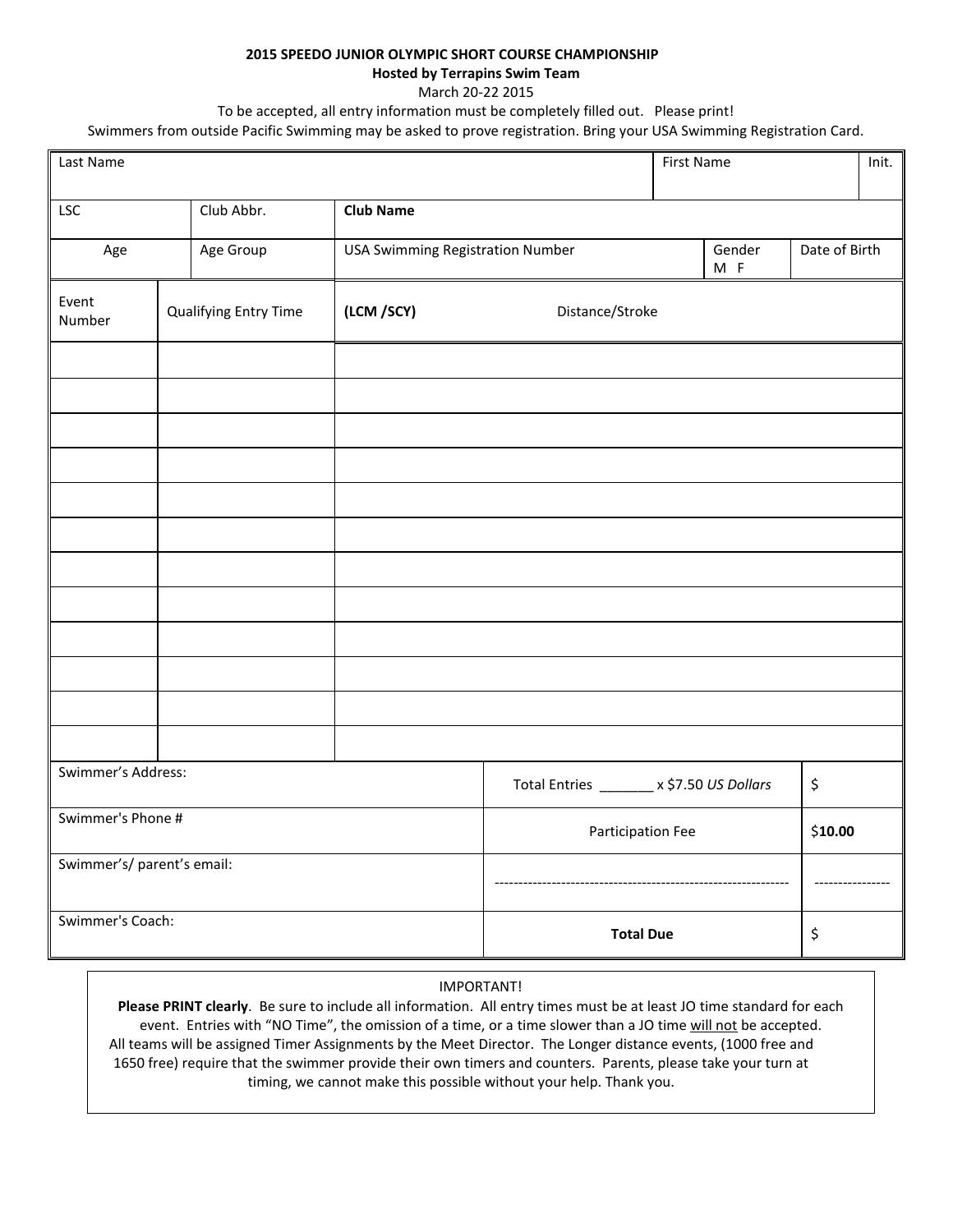**2015 SPEEDO JUNIOR OLYMPIC SHORT COURSE CHAMPIONSHIP**

**Hosted by Terrapins Swim Team**

March 20-22 2015

To be accepted, all entry information must be completely filled out. Please print!

Swimmers from outside Pacific Swimming may be asked to prove registration. Bring your USA Swimming Registration Card.

| | | | | | |
|---|---|---|---|---|---|
| Last Name | | | First Name | | Init. |
| LSC | Club Abbr. | **Club Name** | | | |
| Age | Age Group | USA Swimming Registration Number | Gender M F | Date of Birth | |

| Event Number | Qualifying Entry Time | **(LCM /SCY)** Distance/Stroke |
|---|---|---|
| | | |
| | | |
| | | |
| | | |
| | | |
| | | |
| | | |
| | | |
| | | |
| | | |
| | | |
| | | |

| | | |
|---|---|---|
| Swimmer's Address: | Total Entries _______ x $7.50 *US Dollars* | $ |
| Swimmer's Phone # | Participation Fee | $**10.00** |
| Swimmer's/ parent's email: | ------------------------------------------------------------- | ---------------- |
| Swimmer's Coach: | **Total Due** | $ |

IMPORTANT!

**Please PRINT clearly**. Be sure to include all information. All entry times must be at least JO time standard for each event. Entries with "NO Time", the omission of a time, or a time slower than a JO time will not be accepted. All teams will be assigned Timer Assignments by the Meet Director. The Longer distance events, (1000 free and 1650 free) require that the swimmer provide their own timers and counters. Parents, please take your turn at timing, we cannot make this possible without your help. Thank you.